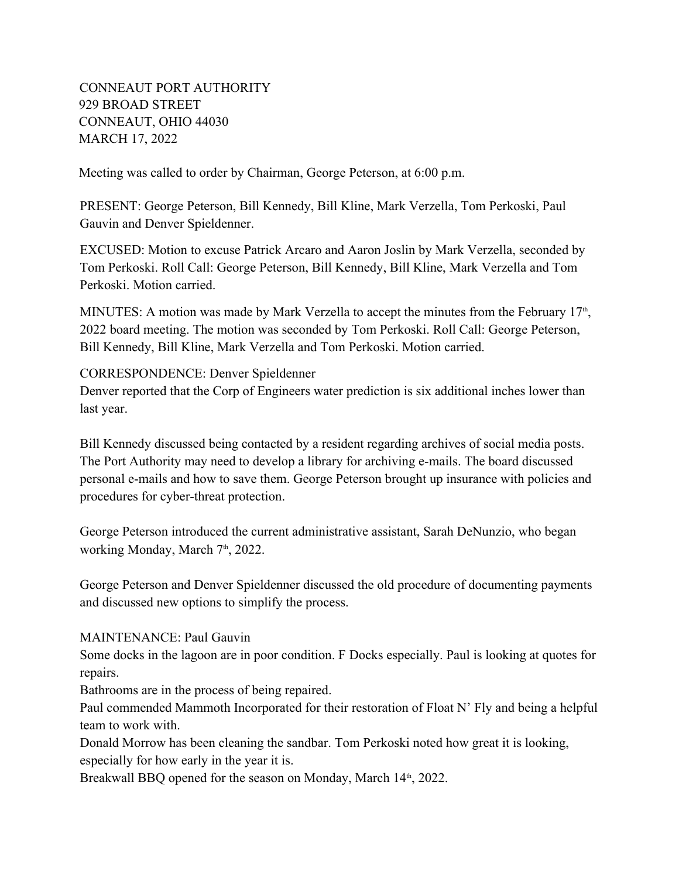CONNEAUT PORT AUTHORITY
929 BROAD STREET
CONNEAUT, OHIO 44030
MARCH 17, 2022

Meeting was called to order by Chairman, George Peterson, at 6:00 p.m.

PRESENT: George Peterson, Bill Kennedy, Bill Kline, Mark Verzella, Tom Perkoski, Paul Gauvin and Denver Spieldenner.

EXCUSED: Motion to excuse Patrick Arcaro and Aaron Joslin by Mark Verzella, seconded by Tom Perkoski. Roll Call: George Peterson, Bill Kennedy, Bill Kline, Mark Verzella and Tom Perkoski. Motion carried.

MINUTES: A motion was made by Mark Verzella to accept the minutes from the February 17th, 2022 board meeting. The motion was seconded by Tom Perkoski. Roll Call: George Peterson, Bill Kennedy, Bill Kline, Mark Verzella and Tom Perkoski. Motion carried.

CORRESPONDENCE: Denver Spieldenner
Denver reported that the Corp of Engineers water prediction is six additional inches lower than last year.

Bill Kennedy discussed being contacted by a resident regarding archives of social media posts. The Port Authority may need to develop a library for archiving e-mails. The board discussed personal e-mails and how to save them. George Peterson brought up insurance with policies and procedures for cyber-threat protection.

George Peterson introduced the current administrative assistant, Sarah DeNunzio, who began working Monday, March 7th, 2022.

George Peterson and Denver Spieldenner discussed the old procedure of documenting payments and discussed new options to simplify the process.

MAINTENANCE: Paul Gauvin
Some docks in the lagoon are in poor condition. F Docks especially. Paul is looking at quotes for repairs.
Bathrooms are in the process of being repaired.
Paul commended Mammoth Incorporated for their restoration of Float N' Fly and being a helpful team to work with.
Donald Morrow has been cleaning the sandbar. Tom Perkoski noted how great it is looking, especially for how early in the year it is.
Breakwall BBQ opened for the season on Monday, March 14th, 2022.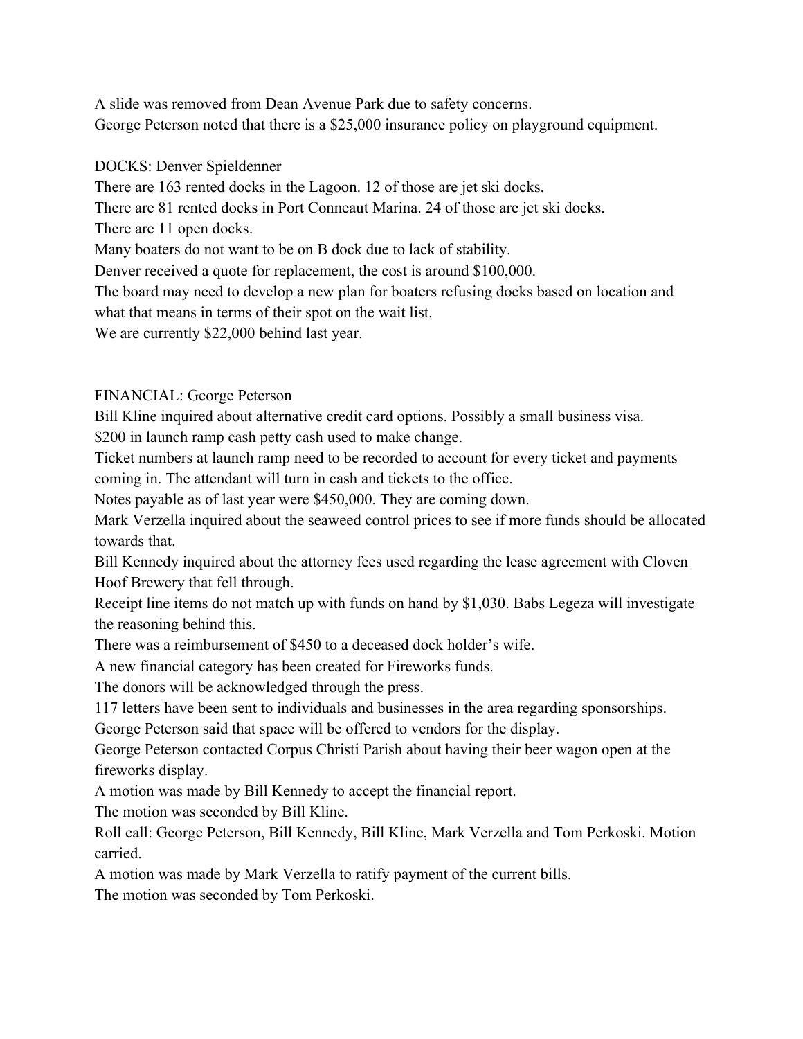A slide was removed from Dean Avenue Park due to safety concerns.
George Peterson noted that there is a $25,000 insurance policy on playground equipment.

DOCKS: Denver Spieldenner
There are 163 rented docks in the Lagoon. 12 of those are jet ski docks.
There are 81 rented docks in Port Conneaut Marina. 24 of those are jet ski docks.
There are 11 open docks.
Many boaters do not want to be on B dock due to lack of stability.
Denver received a quote for replacement, the cost is around $100,000.
The board may need to develop a new plan for boaters refusing docks based on location and what that means in terms of their spot on the wait list.
We are currently $22,000 behind last year.

FINANCIAL: George Peterson
Bill Kline inquired about alternative credit card options. Possibly a small business visa.
$200 in launch ramp cash petty cash used to make change.
Ticket numbers at launch ramp need to be recorded to account for every ticket and payments coming in. The attendant will turn in cash and tickets to the office.
Notes payable as of last year were $450,000. They are coming down.
Mark Verzella inquired about the seaweed control prices to see if more funds should be allocated towards that.
Bill Kennedy inquired about the attorney fees used regarding the lease agreement with Cloven Hoof Brewery that fell through.
Receipt line items do not match up with funds on hand by $1,030. Babs Legeza will investigate the reasoning behind this.
There was a reimbursement of $450 to a deceased dock holder's wife.
A new financial category has been created for Fireworks funds.
The donors will be acknowledged through the press.
117 letters have been sent to individuals and businesses in the area regarding sponsorships.
George Peterson said that space will be offered to vendors for the display.
George Peterson contacted Corpus Christi Parish about having their beer wagon open at the fireworks display.
A motion was made by Bill Kennedy to accept the financial report.
The motion was seconded by Bill Kline.
Roll call: George Peterson, Bill Kennedy, Bill Kline, Mark Verzella and Tom Perkoski. Motion carried.
A motion was made by Mark Verzella to ratify payment of the current bills.
The motion was seconded by Tom Perkoski.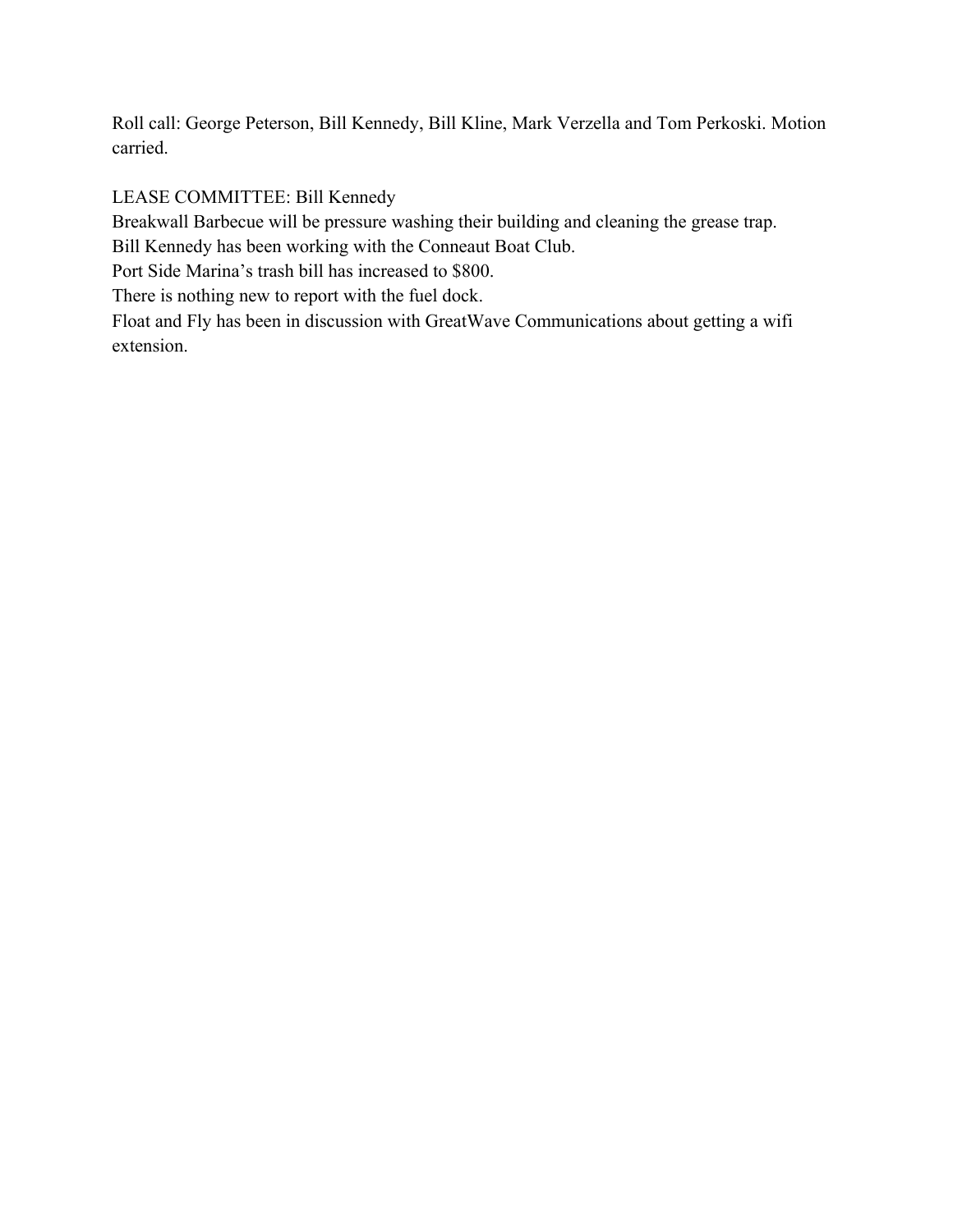Roll call: George Peterson, Bill Kennedy, Bill Kline, Mark Verzella and Tom Perkoski. Motion carried.

LEASE COMMITTEE: Bill Kennedy

Breakwall Barbecue will be pressure washing their building and cleaning the grease trap.
Bill Kennedy has been working with the Conneaut Boat Club.
Port Side Marina's trash bill has increased to $800.
There is nothing new to report with the fuel dock.
Float and Fly has been in discussion with GreatWave Communications about getting a wifi extension.